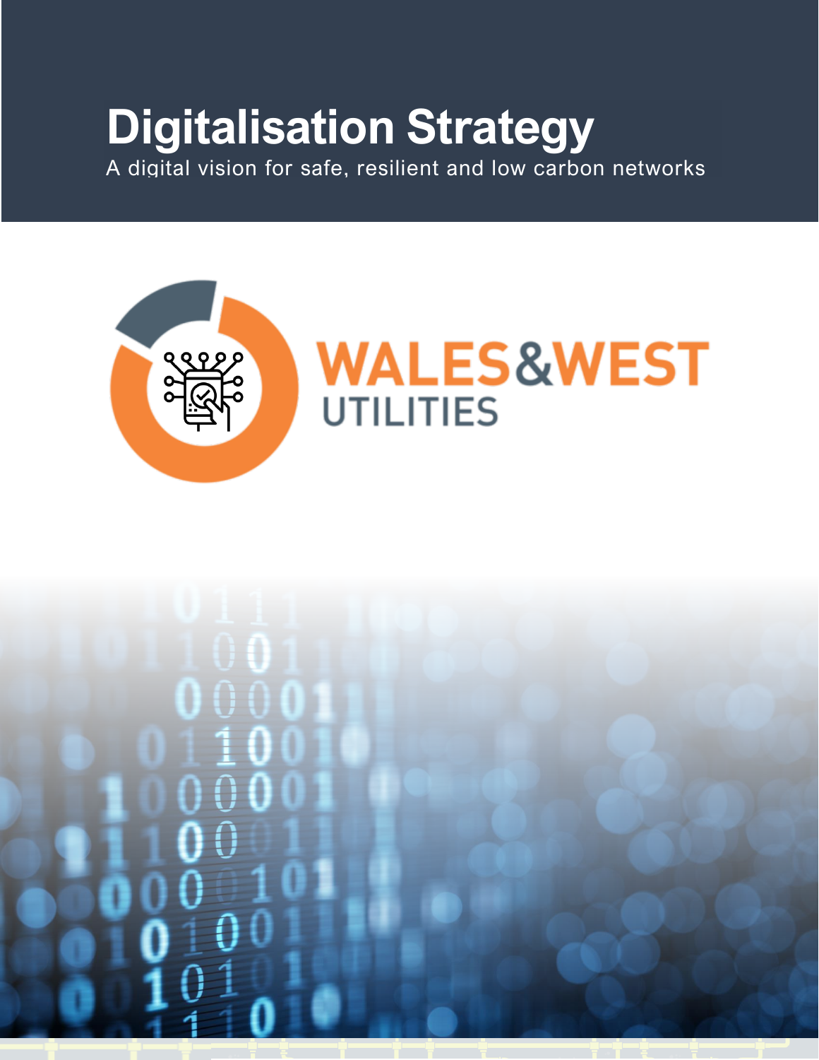# Digitalisation Strategy

A digital vision for safe, resilient and low carbon networks

WALES&WEST UTILITIES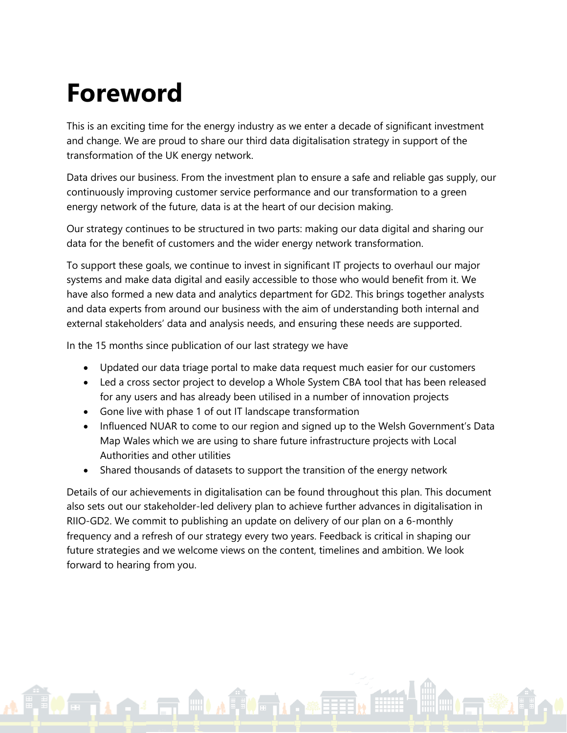# Foreword

This is an exciting time for the energy industry as we enter a decade of significant investment and change. We are proud to share our third data digitalisation strategy in support of the transformation of the UK energy network.

Data drives our business. From the investment plan to ensure a safe and reliable gas supply, our continuously improving customer service performance and our transformation to a green energy network of the future, data is at the heart of our decision making.

Our strategy continues to be structured in two parts: making our data digital and sharing our data for the benefit of customers and the wider energy network transformation.

To support these goals, we continue to invest in significant IT projects to overhaul our major systems and make data digital and easily accessible to those who would benefit from it. We have also formed a new data and analytics department for GD2. This brings together analysts and data experts from around our business with the aim of understanding both internal and external stakeholders' data and analysis needs, and ensuring these needs are supported.

In the 15 months since publication of our last strategy we have

- Updated our data triage portal to make data request much easier for our customers
- Led a cross sector project to develop a Whole System CBA tool that has been released for any users and has already been utilised in a number of innovation projects
- Gone live with phase 1 of out IT landscape transformation
- Influenced NUAR to come to our region and signed up to the Welsh Government's Data Map Wales which we are using to share future infrastructure projects with Local Authorities and other utilities
- Shared thousands of datasets to support the transition of the energy network

Details of our achievements in digitalisation can be found throughout this plan. This document also sets out our stakeholder-led delivery plan to achieve further advances in digitalisation in RIIO-GD2. We commit to publishing an update on delivery of our plan on a 6-monthly frequency and a refresh of our strategy every two years. Feedback is critical in shaping our future strategies and we welcome views on the content, timelines and ambition. We look forward to hearing from you.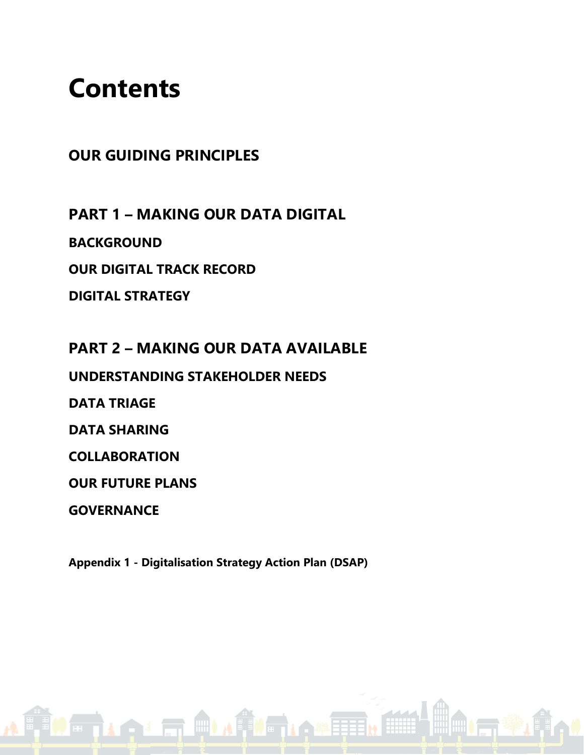# Contents

## OUR GUIDING PRINCIPLES

## PART 1 – MAKING OUR DATA DIGITAL

### BACKGROUND

### OUR DIGITAL TRACK RECORD

### DIGITAL STRATEGY

## PART 2 – MAKING OUR DATA AVAILABLE

### UNDERSTANDING STAKEHOLDER NEEDS

### DATA TRIAGE

### DATA SHARING

### COLLABORATION

### OUR FUTURE PLANS

### GOVERNANCE

**Appendix 1 - Digitalisation Strategy Action Plan (DSAP)**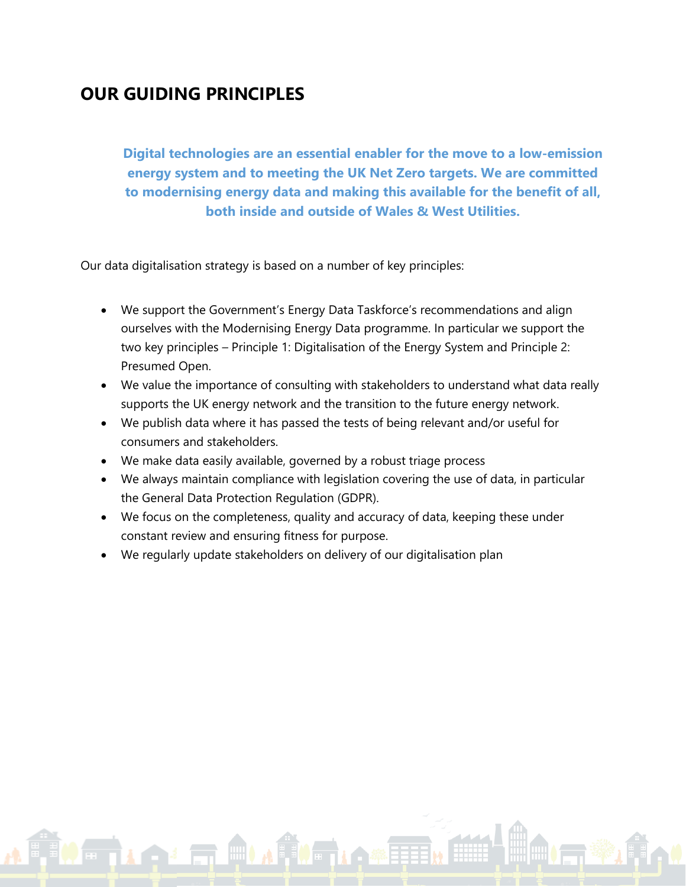# OUR GUIDING PRINCIPLES

**Digital technologies are an essential enabler for the move to a low-emission energy system and to meeting the UK Net Zero targets. We are committed to modernising energy data and making this available for the benefit of all, both inside and outside of Wales & West Utilities.**

Our data digitalisation strategy is based on a number of key principles:

- We support the Government's Energy Data Taskforce's recommendations and align ourselves with the Modernising Energy Data programme. In particular we support the two key principles – Principle 1: Digitalisation of the Energy System and Principle 2: Presumed Open.
- We value the importance of consulting with stakeholders to understand what data really supports the UK energy network and the transition to the future energy network.
- We publish data where it has passed the tests of being relevant and/or useful for consumers and stakeholders.
- We make data easily available, governed by a robust triage process
- We always maintain compliance with legislation covering the use of data, in particular the General Data Protection Regulation (GDPR).
- We focus on the completeness, quality and accuracy of data, keeping these under constant review and ensuring fitness for purpose.
- We regularly update stakeholders on delivery of our digitalisation plan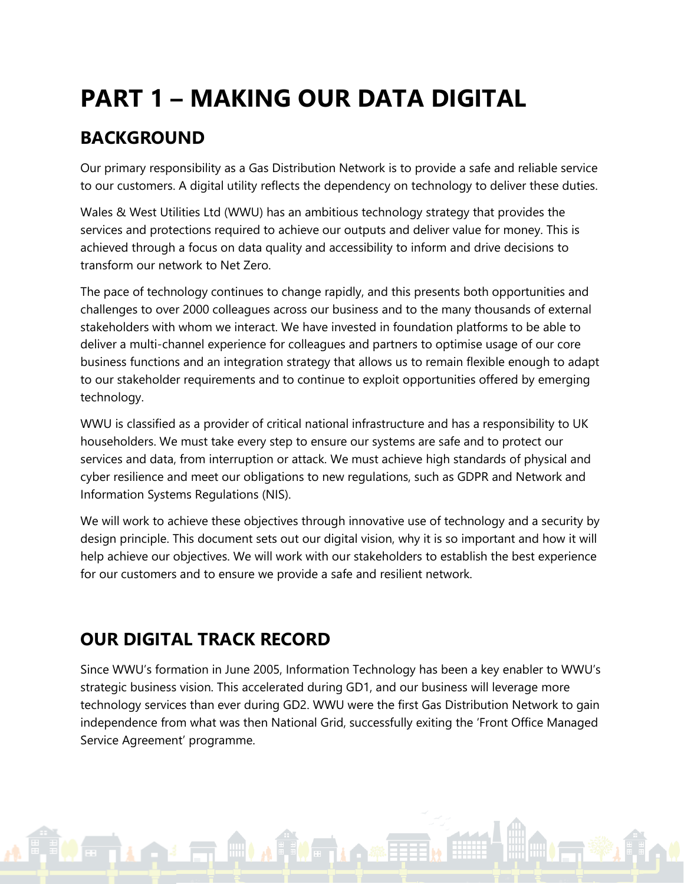# PART 1 – MAKING OUR DATA DIGITAL

## BACKGROUND

Our primary responsibility as a Gas Distribution Network is to provide a safe and reliable service to our customers. A digital utility reflects the dependency on technology to deliver these duties.

Wales & West Utilities Ltd (WWU) has an ambitious technology strategy that provides the services and protections required to achieve our outputs and deliver value for money. This is achieved through a focus on data quality and accessibility to inform and drive decisions to transform our network to Net Zero.

The pace of technology continues to change rapidly, and this presents both opportunities and challenges to over 2000 colleagues across our business and to the many thousands of external stakeholders with whom we interact. We have invested in foundation platforms to be able to deliver a multi-channel experience for colleagues and partners to optimise usage of our core business functions and an integration strategy that allows us to remain flexible enough to adapt to our stakeholder requirements and to continue to exploit opportunities offered by emerging technology.

WWU is classified as a provider of critical national infrastructure and has a responsibility to UK householders. We must take every step to ensure our systems are safe and to protect our services and data, from interruption or attack. We must achieve high standards of physical and cyber resilience and meet our obligations to new regulations, such as GDPR and Network and Information Systems Regulations (NIS).

We will work to achieve these objectives through innovative use of technology and a security by design principle. This document sets out our digital vision, why it is so important and how it will help achieve our objectives. We will work with our stakeholders to establish the best experience for our customers and to ensure we provide a safe and resilient network.

## OUR DIGITAL TRACK RECORD

Since WWU's formation in June 2005, Information Technology has been a key enabler to WWU's strategic business vision. This accelerated during GD1, and our business will leverage more technology services than ever during GD2. WWU were the first Gas Distribution Network to gain independence from what was then National Grid, successfully exiting the 'Front Office Managed Service Agreement' programme.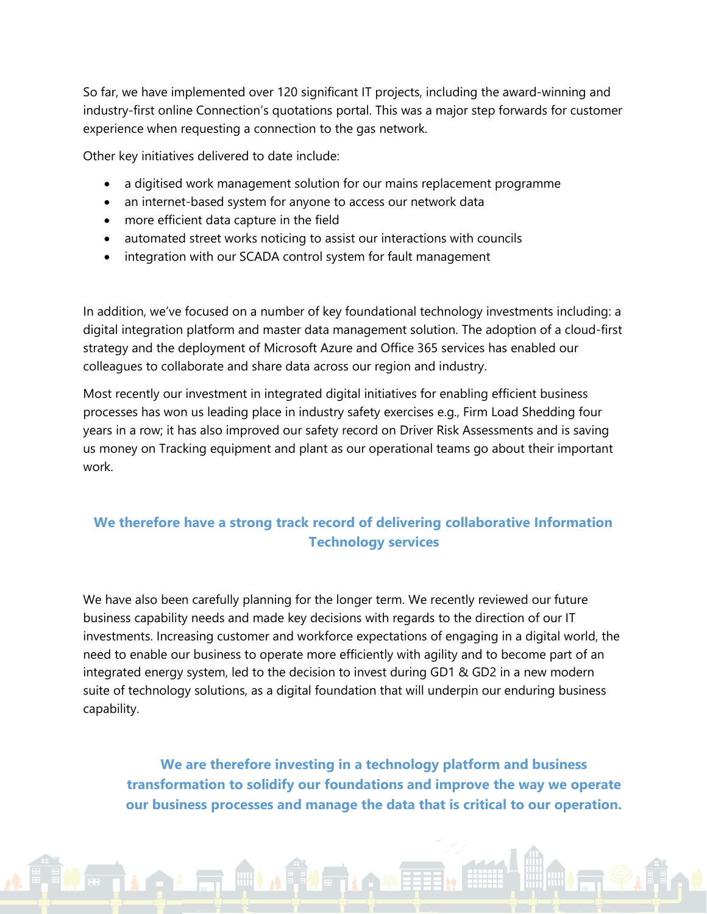So far, we have implemented over 120 significant IT projects, including the award-winning and industry-first online Connection's quotations portal. This was a major step forwards for customer experience when requesting a connection to the gas network.

Other key initiatives delivered to date include:

- a digitised work management solution for our mains replacement programme
- an internet-based system for anyone to access our network data
- more efficient data capture in the field
- automated street works noticing to assist our interactions with councils
- integration with our SCADA control system for fault management

In addition, we've focused on a number of key foundational technology investments including: a digital integration platform and master data management solution. The adoption of a cloud-first strategy and the deployment of Microsoft Azure and Office 365 services has enabled our colleagues to collaborate and share data across our region and industry.

Most recently our investment in integrated digital initiatives for enabling efficient business processes has won us leading place in industry safety exercises e.g., Firm Load Shedding four years in a row; it has also improved our safety record on Driver Risk Assessments and is saving us money on Tracking equipment and plant as our operational teams go about their important work.

**We therefore have a strong track record of delivering collaborative Information Technology services**

We have also been carefully planning for the longer term. We recently reviewed our future business capability needs and made key decisions with regards to the direction of our IT investments. Increasing customer and workforce expectations of engaging in a digital world, the need to enable our business to operate more efficiently with agility and to become part of an integrated energy system, led to the decision to invest during GD1 & GD2 in a new modern suite of technology solutions, as a digital foundation that will underpin our enduring business capability.

**We are therefore investing in a technology platform and business transformation to solidify our foundations and improve the way we operate our business processes and manage the data that is critical to our operation.**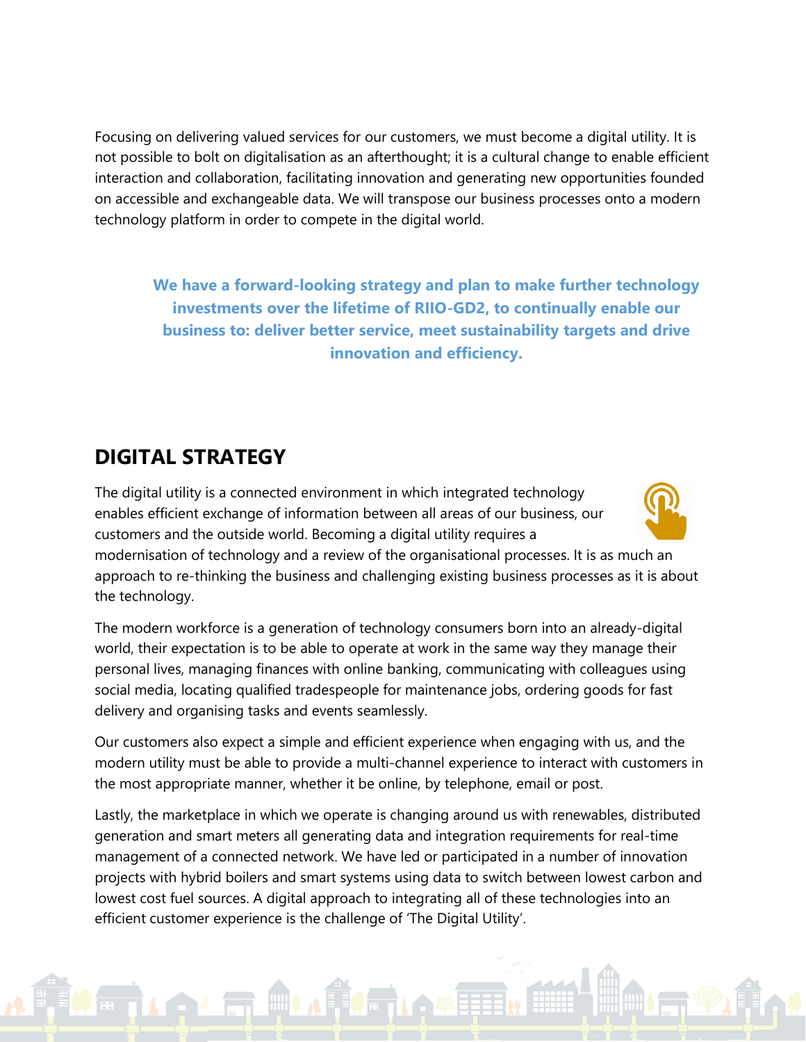Focusing on delivering valued services for our customers, we must become a digital utility. It is not possible to bolt on digitalisation as an afterthought; it is a cultural change to enable efficient interaction and collaboration, facilitating innovation and generating new opportunities founded on accessible and exchangeable data. We will transpose our business processes onto a modern technology platform in order to compete in the digital world.

**We have a forward-looking strategy and plan to make further technology investments over the lifetime of RIIO-GD2, to continually enable our business to: deliver better service, meet sustainability targets and drive innovation and efficiency.**

## DIGITAL STRATEGY

The digital utility is a connected environment in which integrated technology enables efficient exchange of information between all areas of our business, our customers and the outside world. Becoming a digital utility requires a modernisation of technology and a review of the organisational processes. It is as much an approach to re-thinking the business and challenging existing business processes as it is about the technology.

The modern workforce is a generation of technology consumers born into an already-digital world, their expectation is to be able to operate at work in the same way they manage their personal lives, managing finances with online banking, communicating with colleagues using social media, locating qualified tradespeople for maintenance jobs, ordering goods for fast delivery and organising tasks and events seamlessly.

Our customers also expect a simple and efficient experience when engaging with us, and the modern utility must be able to provide a multi-channel experience to interact with customers in the most appropriate manner, whether it be online, by telephone, email or post.

Lastly, the marketplace in which we operate is changing around us with renewables, distributed generation and smart meters all generating data and integration requirements for real-time management of a connected network. We have led or participated in a number of innovation projects with hybrid boilers and smart systems using data to switch between lowest carbon and lowest cost fuel sources. A digital approach to integrating all of these technologies into an efficient customer experience is the challenge of 'The Digital Utility'.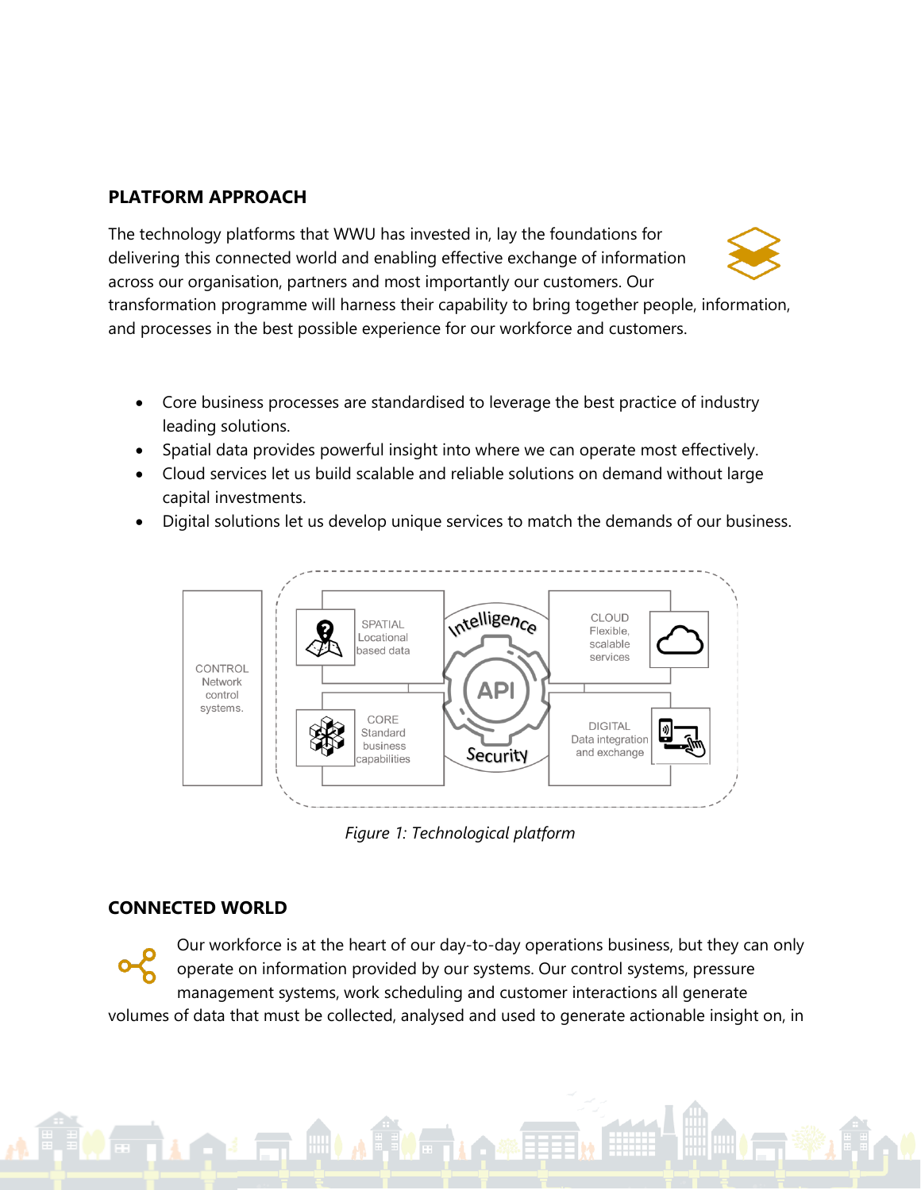## PLATFORM APPROACH

The technology platforms that WWU has invested in, lay the foundations for delivering this connected world and enabling effective exchange of information across our organisation, partners and most importantly our customers. Our transformation programme will harness their capability to bring together people, information, and processes in the best possible experience for our workforce and customers.

- Core business processes are standardised to leverage the best practice of industry leading solutions.
- Spatial data provides powerful insight into where we can operate most effectively.
- Cloud services let us build scalable and reliable solutions on demand without large capital investments.
- Digital solutions let us develop unique services to match the demands of our business.

*Figure 1: Technological platform*

## CONNECTED WORLD

Our workforce is at the heart of our day-to-day operations business, but they can only operate on information provided by our systems. Our control systems, pressure management systems, work scheduling and customer interactions all generate volumes of data that must be collected, analysed and used to generate actionable insight on, in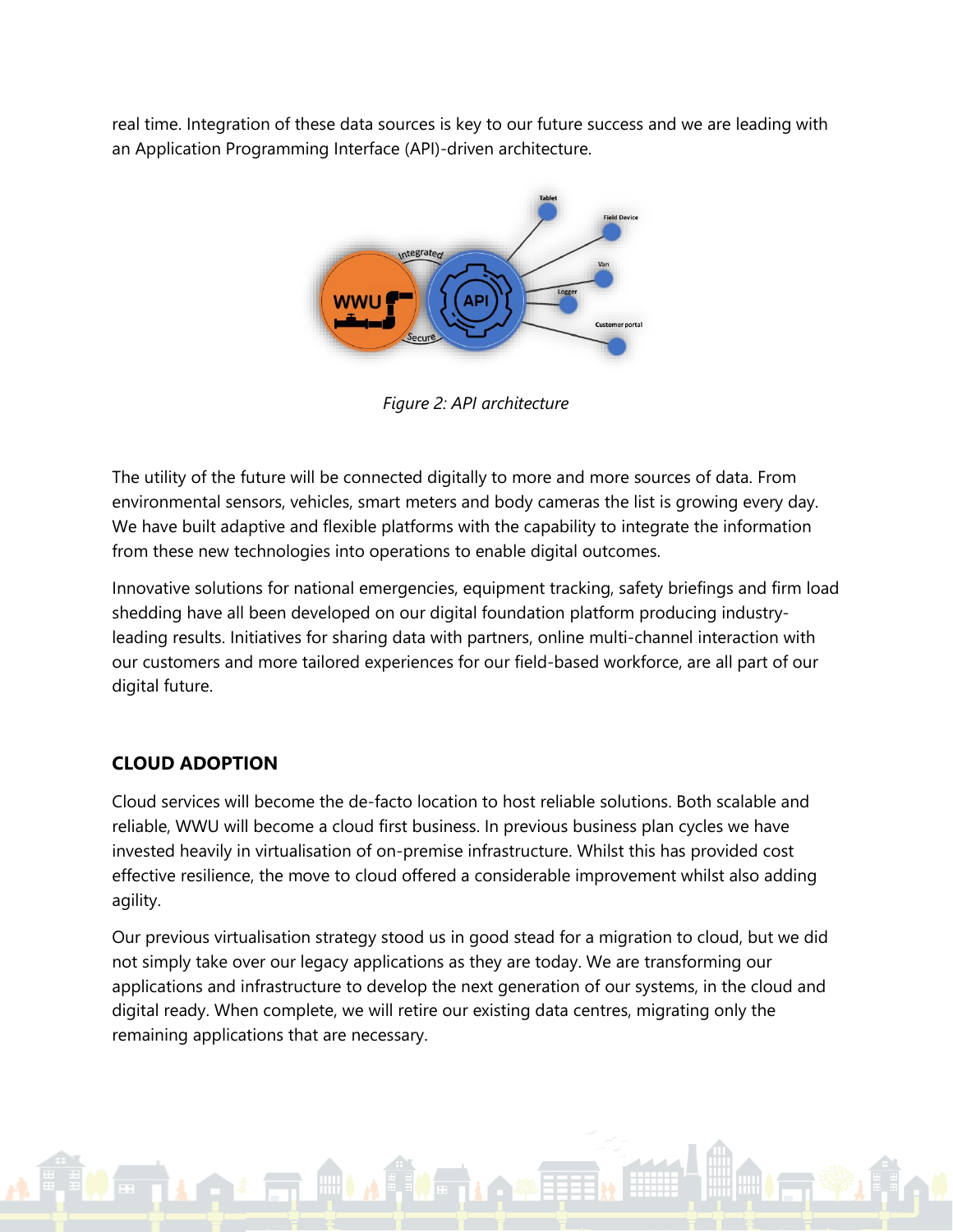real time. Integration of these data sources is key to our future success and we are leading with an Application Programming Interface (API)-driven architecture.

*Figure 2: API architecture*

The utility of the future will be connected digitally to more and more sources of data. From environmental sensors, vehicles, smart meters and body cameras the list is growing every day. We have built adaptive and flexible platforms with the capability to integrate the information from these new technologies into operations to enable digital outcomes.

Innovative solutions for national emergencies, equipment tracking, safety briefings and firm load shedding have all been developed on our digital foundation platform producing industry-leading results. Initiatives for sharing data with partners, online multi-channel interaction with our customers and more tailored experiences for our field-based workforce, are all part of our digital future.

## CLOUD ADOPTION

Cloud services will become the de-facto location to host reliable solutions. Both scalable and reliable, WWU will become a cloud first business. In previous business plan cycles we have invested heavily in virtualisation of on-premise infrastructure. Whilst this has provided cost effective resilience, the move to cloud offered a considerable improvement whilst also adding agility.

Our previous virtualisation strategy stood us in good stead for a migration to cloud, but we did not simply take over our legacy applications as they are today. We are transforming our applications and infrastructure to develop the next generation of our systems, in the cloud and digital ready. When complete, we will retire our existing data centres, migrating only the remaining applications that are necessary.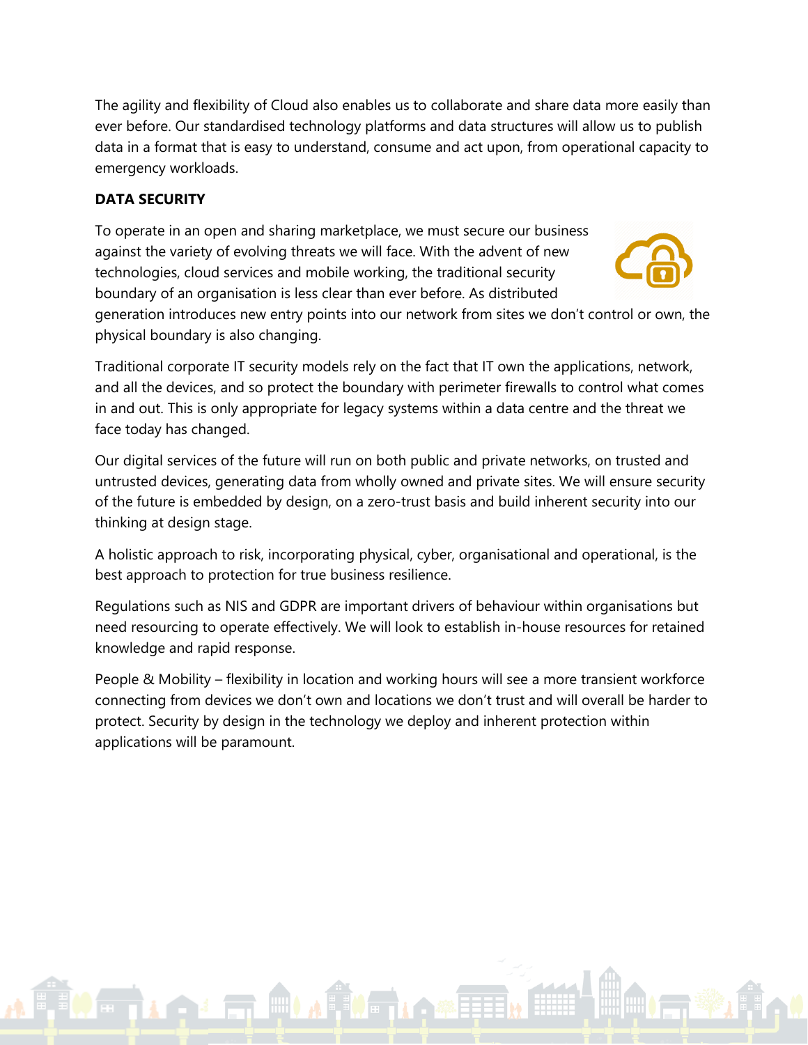The agility and flexibility of Cloud also enables us to collaborate and share data more easily than ever before. Our standardised technology platforms and data structures will allow us to publish data in a format that is easy to understand, consume and act upon, from operational capacity to emergency workloads.

**DATA SECURITY**

To operate in an open and sharing marketplace, we must secure our business against the variety of evolving threats we will face. With the advent of new technologies, cloud services and mobile working, the traditional security boundary of an organisation is less clear than ever before. As distributed generation introduces new entry points into our network from sites we don't control or own, the physical boundary is also changing.

Traditional corporate IT security models rely on the fact that IT own the applications, network, and all the devices, and so protect the boundary with perimeter firewalls to control what comes in and out. This is only appropriate for legacy systems within a data centre and the threat we face today has changed.

Our digital services of the future will run on both public and private networks, on trusted and untrusted devices, generating data from wholly owned and private sites. We will ensure security of the future is embedded by design, on a zero-trust basis and build inherent security into our thinking at design stage.

A holistic approach to risk, incorporating physical, cyber, organisational and operational, is the best approach to protection for true business resilience.

Regulations such as NIS and GDPR are important drivers of behaviour within organisations but need resourcing to operate effectively. We will look to establish in-house resources for retained knowledge and rapid response.

People & Mobility – flexibility in location and working hours will see a more transient workforce connecting from devices we don't own and locations we don't trust and will overall be harder to protect. Security by design in the technology we deploy and inherent protection within applications will be paramount.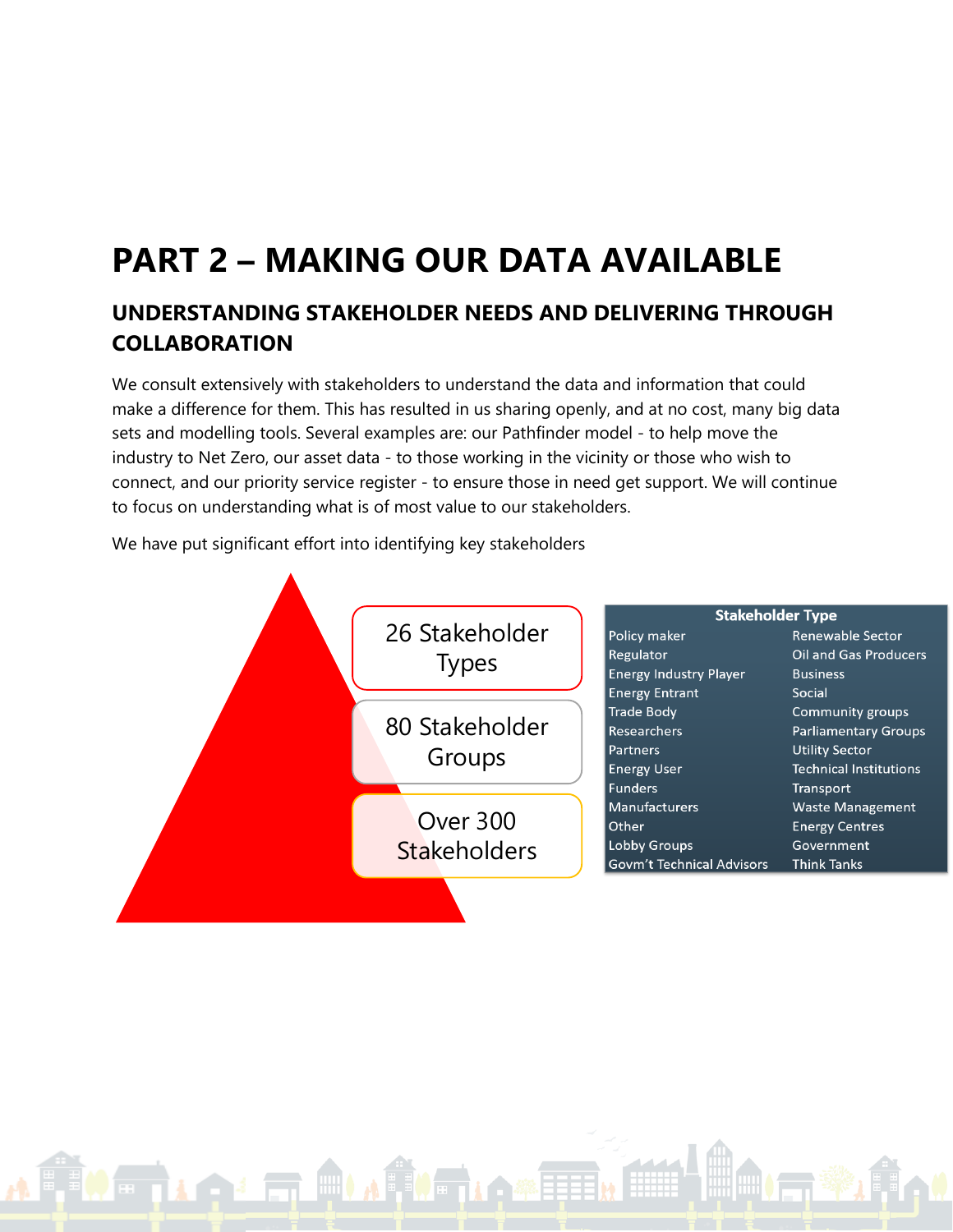# PART 2 – MAKING OUR DATA AVAILABLE

## UNDERSTANDING STAKEHOLDER NEEDS AND DELIVERING THROUGH COLLABORATION

We consult extensively with stakeholders to understand the data and information that could make a difference for them. This has resulted in us sharing openly, and at no cost, many big data sets and modelling tools. Several examples are: our Pathfinder model - to help move the industry to Net Zero, our asset data - to those working in the vicinity or those who wish to connect, and our priority service register - to ensure those in need get support. We will continue to focus on understanding what is of most value to our stakeholders.

We have put significant effort into identifying key stakeholders

26 Stakeholder Types

80 Stakeholder Groups

Over 300 Stakeholders

| Stakeholder Type | |
|---|---|
| Policy maker | Renewable Sector |
| Regulator | Oil and Gas Producers |
| Energy Industry Player | Business |
| Energy Entrant | Social |
| Trade Body | Community groups |
| Researchers | Parliamentary Groups |
| Partners | Utility Sector |
| Energy User | Technical Institutions |
| Funders | Transport |
| Manufacturers | Waste Management |
| Other | Energy Centres |
| Lobby Groups | Government |
| Govm't Technical Advisors | Think Tanks |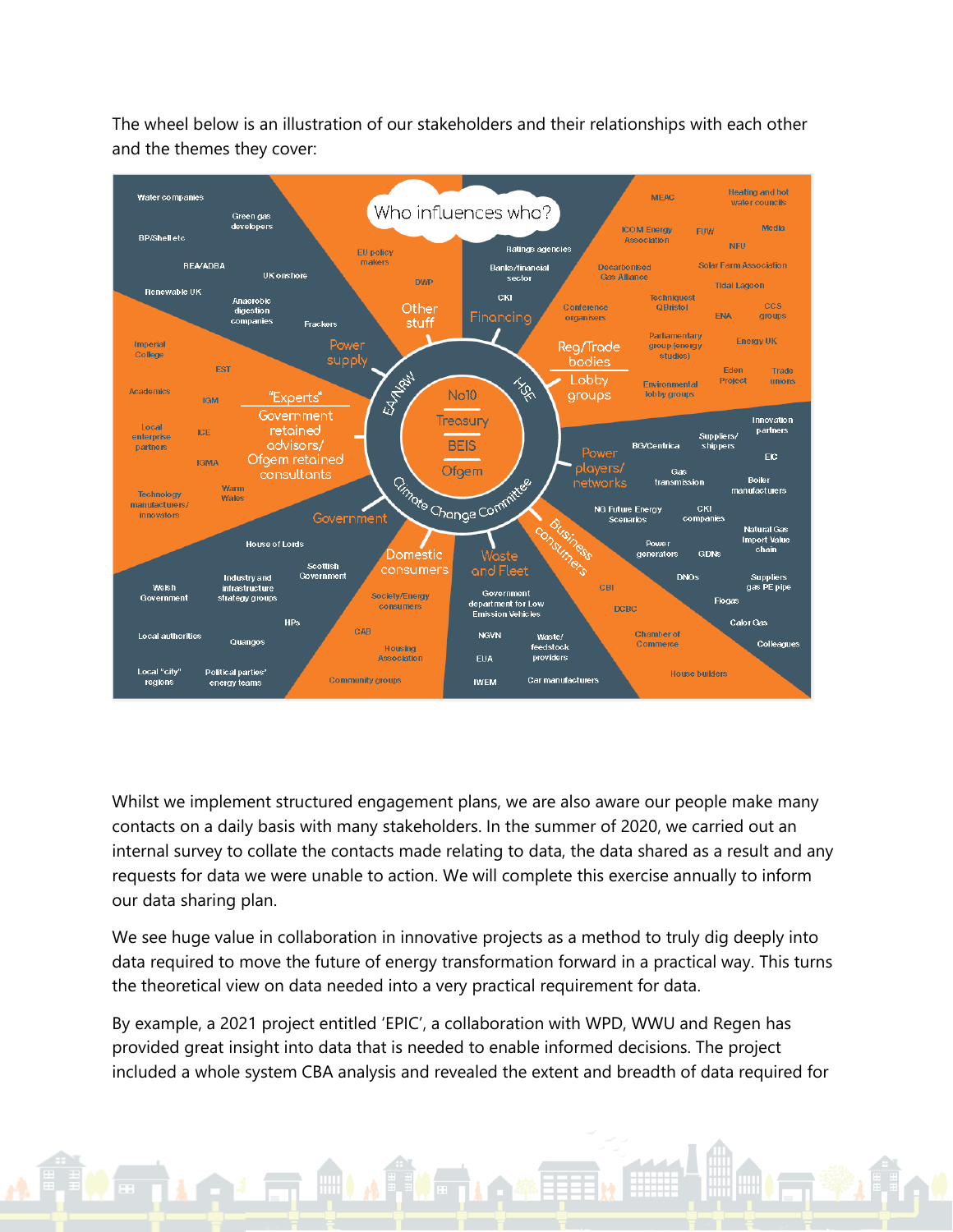The wheel below is an illustration of our stakeholders and their relationships with each other and the themes they cover:

Whilst we implement structured engagement plans, we are also aware our people make many contacts on a daily basis with many stakeholders. In the summer of 2020, we carried out an internal survey to collate the contacts made relating to data, the data shared as a result and any requests for data we were unable to action. We will complete this exercise annually to inform our data sharing plan.

We see huge value in collaboration in innovative projects as a method to truly dig deeply into data required to move the future of energy transformation forward in a practical way. This turns the theoretical view on data needed into a very practical requirement for data.

By example, a 2021 project entitled 'EPIC', a collaboration with WPD, WWU and Regen has provided great insight into data that is needed to enable informed decisions. The project included a whole system CBA analysis and revealed the extent and breadth of data required for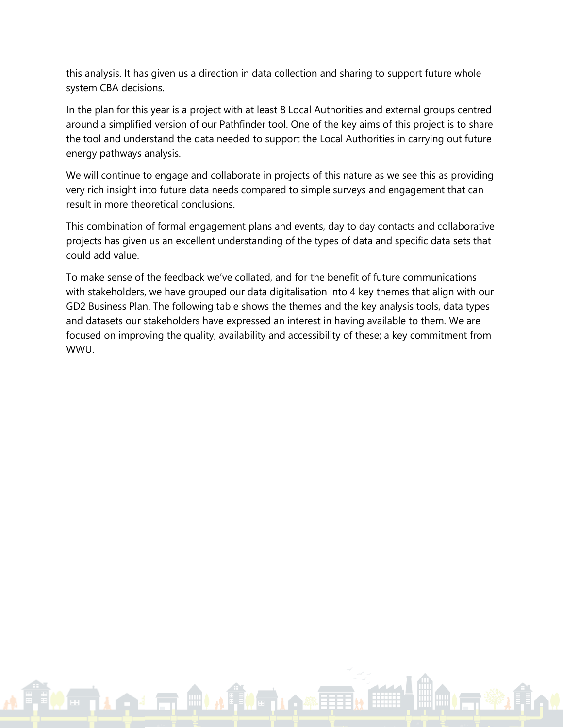this analysis. It has given us a direction in data collection and sharing to support future whole system CBA decisions.

In the plan for this year is a project with at least 8 Local Authorities and external groups centred around a simplified version of our Pathfinder tool. One of the key aims of this project is to share the tool and understand the data needed to support the Local Authorities in carrying out future energy pathways analysis.

We will continue to engage and collaborate in projects of this nature as we see this as providing very rich insight into future data needs compared to simple surveys and engagement that can result in more theoretical conclusions.

This combination of formal engagement plans and events, day to day contacts and collaborative projects has given us an excellent understanding of the types of data and specific data sets that could add value.

To make sense of the feedback we've collated, and for the benefit of future communications with stakeholders, we have grouped our data digitalisation into 4 key themes that align with our GD2 Business Plan. The following table shows the themes and the key analysis tools, data types and datasets our stakeholders have expressed an interest in having available to them. We are focused on improving the quality, availability and accessibility of these; a key commitment from WWU.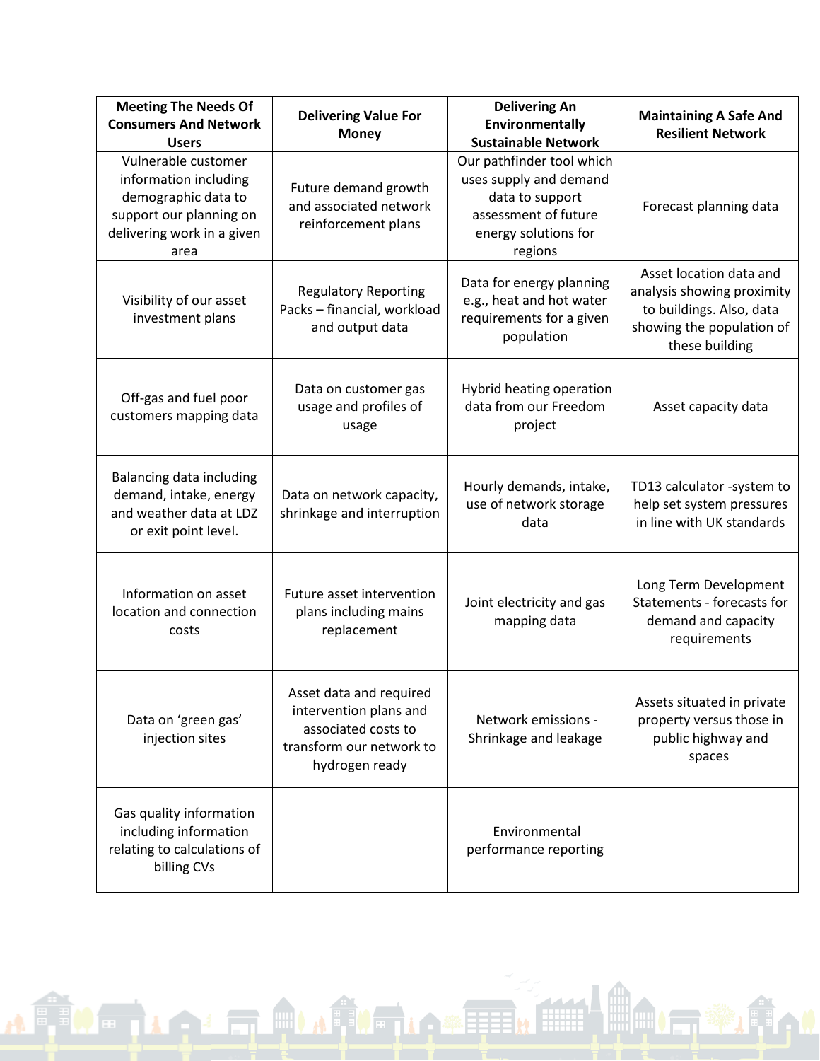| Meeting The Needs Of Consumers And Network Users | Delivering Value For Money | Delivering An Environmentally Sustainable Network | Maintaining A Safe And Resilient Network |
| --- | --- | --- | --- |
| Vulnerable customer information including demographic data to support our planning on delivering work in a given area | Future demand growth and associated network reinforcement plans | Our pathfinder tool which uses supply and demand data to support assessment of future energy solutions for regions | Forecast planning data |
| Visibility of our asset investment plans | Regulatory Reporting Packs – financial, workload and output data | Data for energy planning e.g., heat and hot water requirements for a given population | Asset location data and analysis showing proximity to buildings. Also, data showing the population of these building |
| Off-gas and fuel poor customers mapping data | Data on customer gas usage and profiles of usage | Hybrid heating operation data from our Freedom project | Asset capacity data |
| Balancing data including demand, intake, energy and weather data at LDZ or exit point level. | Data on network capacity, shrinkage and interruption | Hourly demands, intake, use of network storage data | TD13 calculator -system to help set system pressures in line with UK standards |
| Information on asset location and connection costs | Future asset intervention plans including mains replacement | Joint electricity and gas mapping data | Long Term Development Statements - forecasts for demand and capacity requirements |
| Data on 'green gas' injection sites | Asset data and required intervention plans and associated costs to transform our network to hydrogen ready | Network emissions - Shrinkage and leakage | Assets situated in private property versus those in public highway and spaces |
| Gas quality information including information relating to calculations of billing CVs | | Environmental performance reporting | |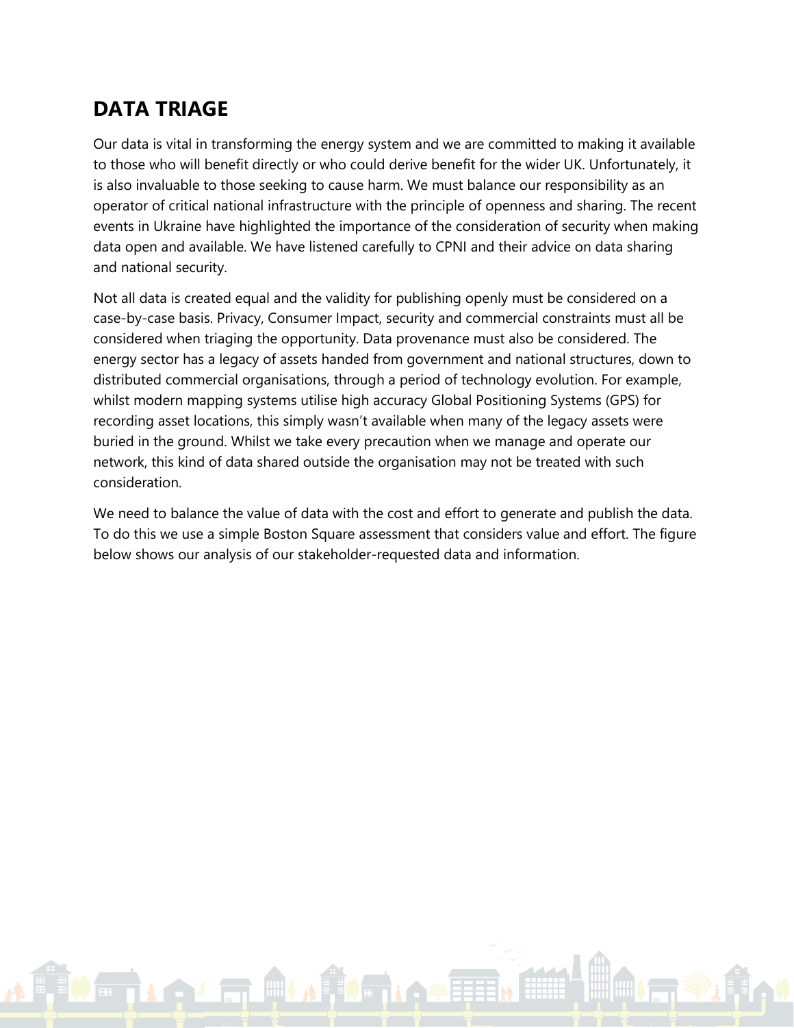## DATA TRIAGE

Our data is vital in transforming the energy system and we are committed to making it available to those who will benefit directly or who could derive benefit for the wider UK. Unfortunately, it is also invaluable to those seeking to cause harm. We must balance our responsibility as an operator of critical national infrastructure with the principle of openness and sharing. The recent events in Ukraine have highlighted the importance of the consideration of security when making data open and available. We have listened carefully to CPNI and their advice on data sharing and national security.

Not all data is created equal and the validity for publishing openly must be considered on a case-by-case basis. Privacy, Consumer Impact, security and commercial constraints must all be considered when triaging the opportunity. Data provenance must also be considered. The energy sector has a legacy of assets handed from government and national structures, down to distributed commercial organisations, through a period of technology evolution. For example, whilst modern mapping systems utilise high accuracy Global Positioning Systems (GPS) for recording asset locations, this simply wasn't available when many of the legacy assets were buried in the ground. Whilst we take every precaution when we manage and operate our network, this kind of data shared outside the organisation may not be treated with such consideration.

We need to balance the value of data with the cost and effort to generate and publish the data. To do this we use a simple Boston Square assessment that considers value and effort. The figure below shows our analysis of our stakeholder-requested data and information.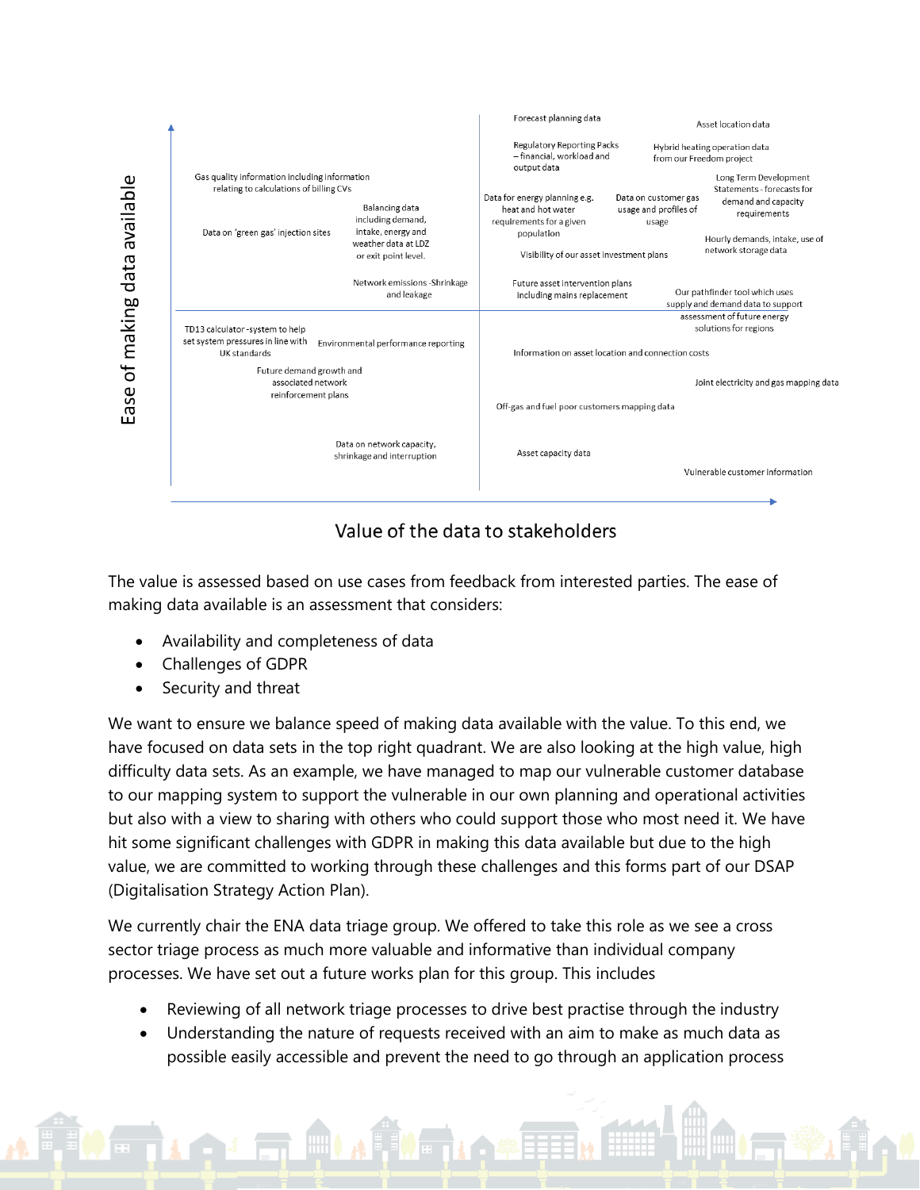Ease of making data available

Forecast planning data

Asset location data

Regulatory Reporting Packs – financial, workload and output data

Hybrid heating operation data from our Freedom project

Gas quality information including information relating to calculations of billing CVs

Long Term Development Statements - forecasts for demand and capacity requirements

Data for energy planning e.g. heat and hot water requirements for a given population

Data on customer gas usage and profiles of usage

Balancing data including demand, intake, energy and weather data at LDZ or exit point level.

Data on 'green gas' injection sites

Hourly demands, intake, use of network storage data

Visibility of our asset investment plans

Network emissions -Shrinkage and leakage

Future asset intervention plans including mains replacement

Our pathfinder tool which uses supply and demand data to support assessment of future energy solutions for regions

TD13 calculator -system to help set system pressures in line with UK standards

Environmental performance reporting

Information on asset location and connection costs

Future demand growth and associated network reinforcement plans

Joint electricity and gas mapping data

Off-gas and fuel poor customers mapping data

Data on network capacity, shrinkage and interruption

Asset capacity data

Vulnerable customer information

Value of the data to stakeholders

The value is assessed based on use cases from feedback from interested parties. The ease of making data available is an assessment that considers:

- Availability and completeness of data
- Challenges of GDPR
- Security and threat

We want to ensure we balance speed of making data available with the value. To this end, we have focused on data sets in the top right quadrant. We are also looking at the high value, high difficulty data sets. As an example, we have managed to map our vulnerable customer database to our mapping system to support the vulnerable in our own planning and operational activities but also with a view to sharing with others who could support those who most need it. We have hit some significant challenges with GDPR in making this data available but due to the high value, we are committed to working through these challenges and this forms part of our DSAP (Digitalisation Strategy Action Plan).

We currently chair the ENA data triage group. We offered to take this role as we see a cross sector triage process as much more valuable and informative than individual company processes. We have set out a future works plan for this group. This includes

- Reviewing of all network triage processes to drive best practise through the industry
- Understanding the nature of requests received with an aim to make as much data as possible easily accessible and prevent the need to go through an application process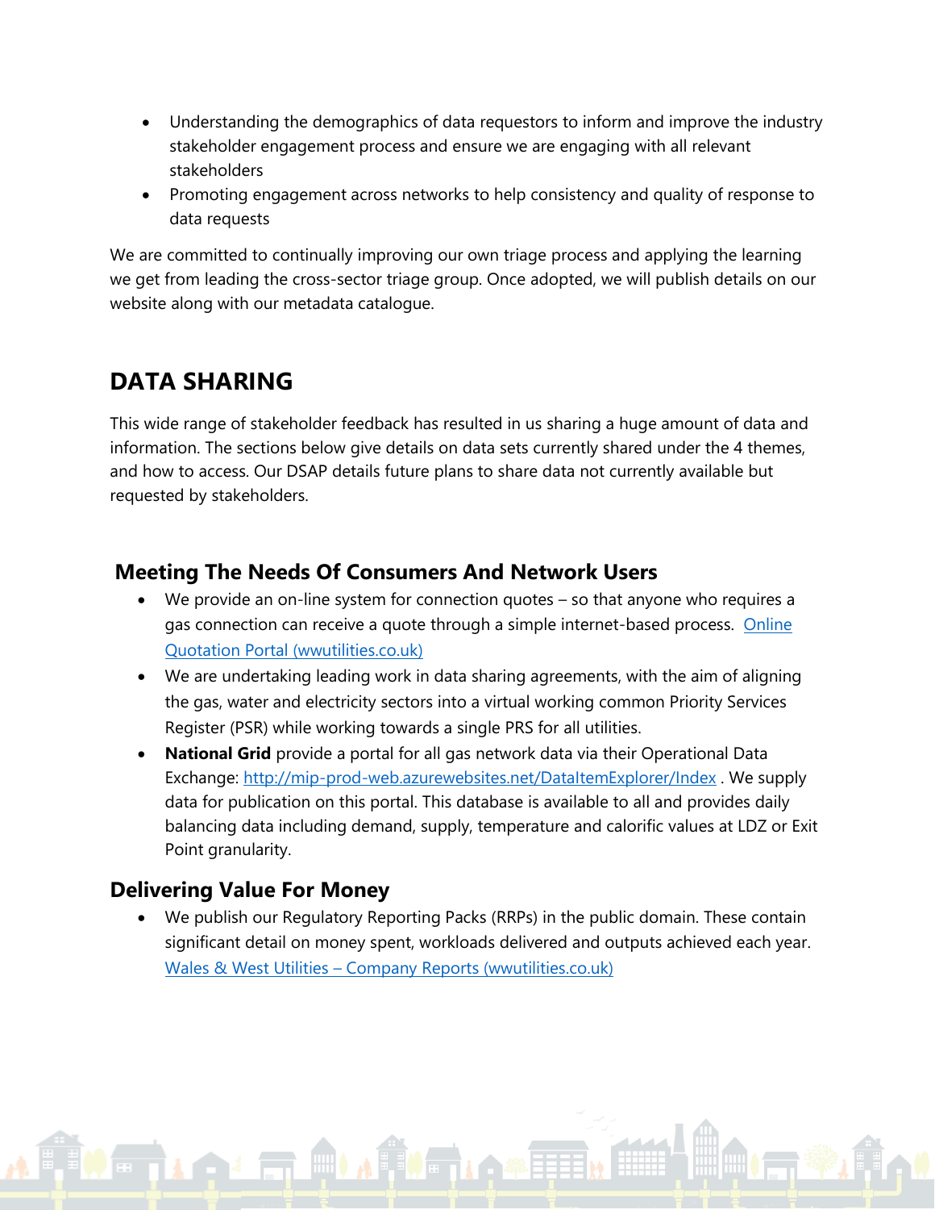- Understanding the demographics of data requestors to inform and improve the industry stakeholder engagement process and ensure we are engaging with all relevant stakeholders
- Promoting engagement across networks to help consistency and quality of response to data requests

We are committed to continually improving our own triage process and applying the learning we get from leading the cross-sector triage group. Once adopted, we will publish details on our website along with our metadata catalogue.

# DATA SHARING

This wide range of stakeholder feedback has resulted in us sharing a huge amount of data and information. The sections below give details on data sets currently shared under the 4 themes, and how to access. Our DSAP details future plans to share data not currently available but requested by stakeholders.

## Meeting The Needs Of Consumers And Network Users

- We provide an on-line system for connection quotes – so that anyone who requires a gas connection can receive a quote through a simple internet-based process. [Online Quotation Portal (wwutilities.co.uk)]
- We are undertaking leading work in data sharing agreements, with the aim of aligning the gas, water and electricity sectors into a virtual working common Priority Services Register (PSR) while working towards a single PRS for all utilities.
- **National Grid** provide a portal for all gas network data via their Operational Data Exchange: http://mip-prod-web.azurewebsites.net/DataItemExplorer/Index . We supply data for publication on this portal. This database is available to all and provides daily balancing data including demand, supply, temperature and calorific values at LDZ or Exit Point granularity.

## Delivering Value For Money

- We publish our Regulatory Reporting Packs (RRPs) in the public domain. These contain significant detail on money spent, workloads delivered and outputs achieved each year. [Wales & West Utilities – Company Reports (wwutilities.co.uk)]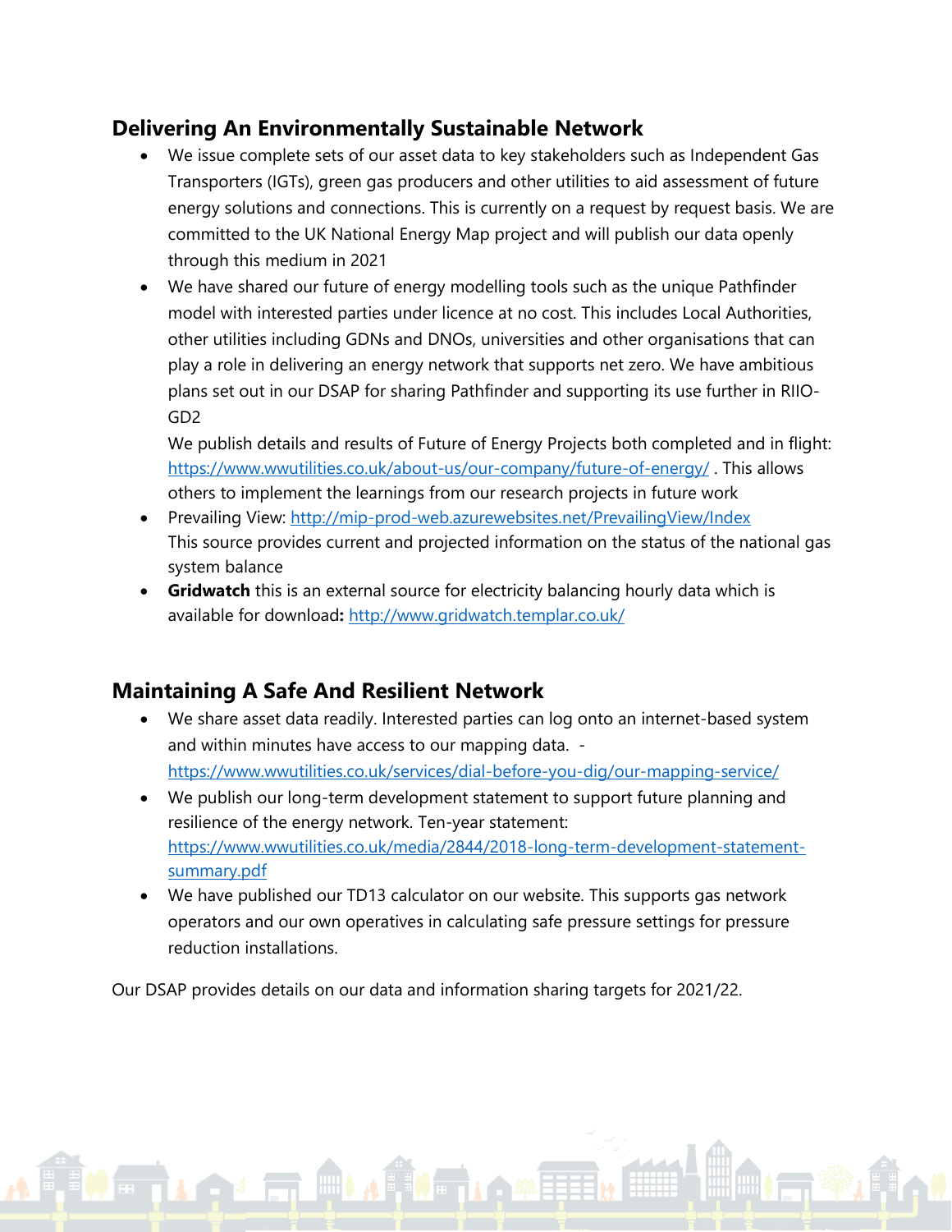## Delivering An Environmentally Sustainable Network

- We issue complete sets of our asset data to key stakeholders such as Independent Gas Transporters (IGTs), green gas producers and other utilities to aid assessment of future energy solutions and connections. This is currently on a request by request basis. We are committed to the UK National Energy Map project and will publish our data openly through this medium in 2021
- We have shared our future of energy modelling tools such as the unique Pathfinder model with interested parties under licence at no cost. This includes Local Authorities, other utilities including GDNs and DNOs, universities and other organisations that can play a role in delivering an energy network that supports net zero. We have ambitious plans set out in our DSAP for sharing Pathfinder and supporting its use further in RIIO-GD2

  We publish details and results of Future of Energy Projects both completed and in flight: [https://www.wwutilities.co.uk/about-us/our-company/future-of-energy/](https://www.wwutilities.co.uk/about-us/our-company/future-of-energy/) . This allows others to implement the learnings from our research projects in future work
- Prevailing View: [http://mip-prod-web.azurewebsites.net/PrevailingView/Index](http://mip-prod-web.azurewebsites.net/PrevailingView/Index)
  This source provides current and projected information on the status of the national gas system balance
- **Gridwatch** this is an external source for electricity balancing hourly data which is available for download**:** [http://www.gridwatch.templar.co.uk/](http://www.gridwatch.templar.co.uk/)

## Maintaining A Safe And Resilient Network

- We share asset data readily. Interested parties can log onto an internet-based system and within minutes have access to our mapping data. - [https://www.wwutilities.co.uk/services/dial-before-you-dig/our-mapping-service/](https://www.wwutilities.co.uk/services/dial-before-you-dig/our-mapping-service/)
- We publish our long-term development statement to support future planning and resilience of the energy network. Ten-year statement: [https://www.wwutilities.co.uk/media/2844/2018-long-term-development-statement-summary.pdf](https://www.wwutilities.co.uk/media/2844/2018-long-term-development-statement-summary.pdf)
- We have published our TD13 calculator on our website. This supports gas network operators and our own operatives in calculating safe pressure settings for pressure reduction installations.

Our DSAP provides details on our data and information sharing targets for 2021/22.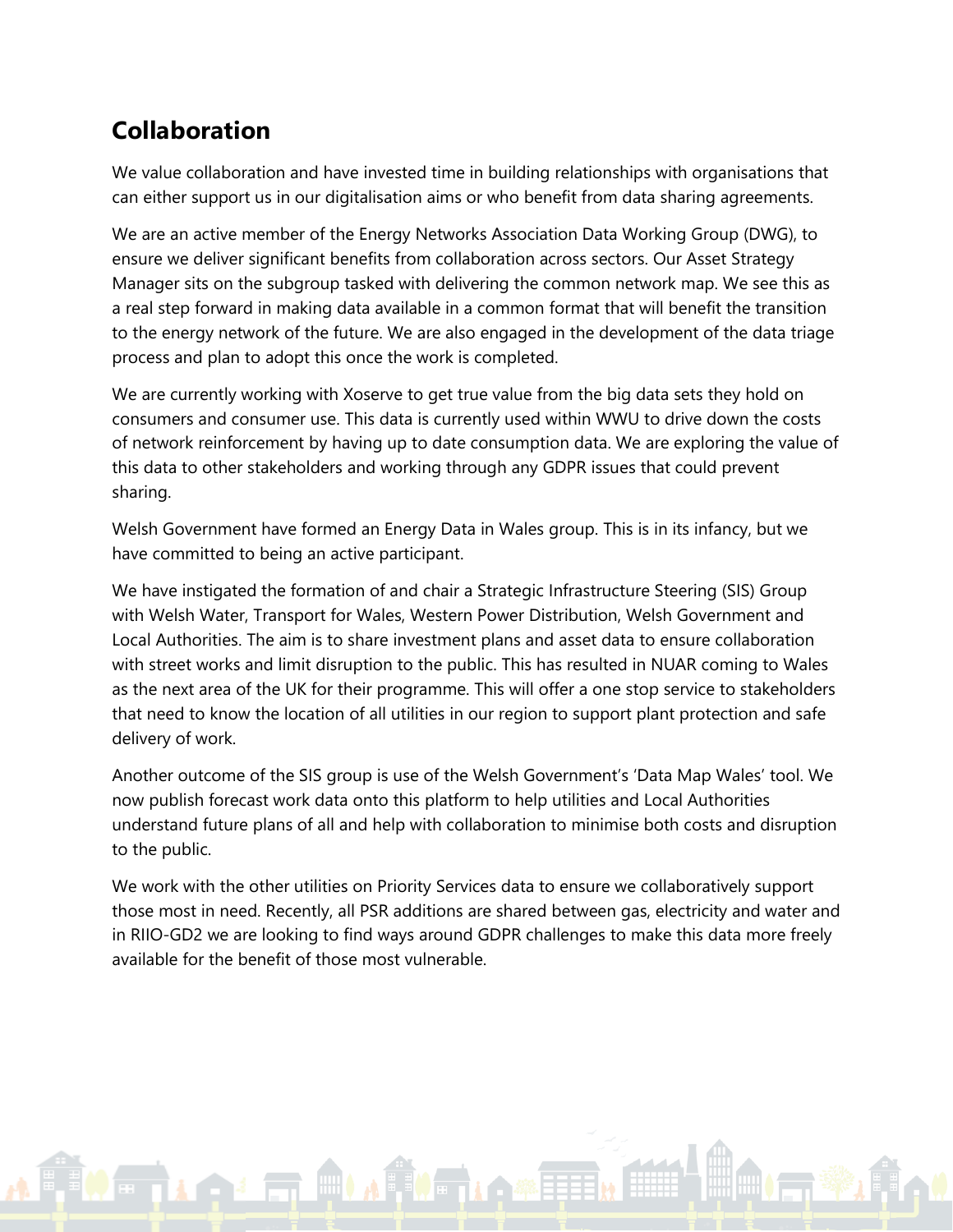## Collaboration

We value collaboration and have invested time in building relationships with organisations that can either support us in our digitalisation aims or who benefit from data sharing agreements.

We are an active member of the Energy Networks Association Data Working Group (DWG), to ensure we deliver significant benefits from collaboration across sectors. Our Asset Strategy Manager sits on the subgroup tasked with delivering the common network map. We see this as a real step forward in making data available in a common format that will benefit the transition to the energy network of the future. We are also engaged in the development of the data triage process and plan to adopt this once the work is completed.

We are currently working with Xoserve to get true value from the big data sets they hold on consumers and consumer use. This data is currently used within WWU to drive down the costs of network reinforcement by having up to date consumption data. We are exploring the value of this data to other stakeholders and working through any GDPR issues that could prevent sharing.

Welsh Government have formed an Energy Data in Wales group. This is in its infancy, but we have committed to being an active participant.

We have instigated the formation of and chair a Strategic Infrastructure Steering (SIS) Group with Welsh Water, Transport for Wales, Western Power Distribution, Welsh Government and Local Authorities. The aim is to share investment plans and asset data to ensure collaboration with street works and limit disruption to the public. This has resulted in NUAR coming to Wales as the next area of the UK for their programme. This will offer a one stop service to stakeholders that need to know the location of all utilities in our region to support plant protection and safe delivery of work.

Another outcome of the SIS group is use of the Welsh Government's 'Data Map Wales' tool. We now publish forecast work data onto this platform to help utilities and Local Authorities understand future plans of all and help with collaboration to minimise both costs and disruption to the public.

We work with the other utilities on Priority Services data to ensure we collaboratively support those most in need. Recently, all PSR additions are shared between gas, electricity and water and in RIIO-GD2 we are looking to find ways around GDPR challenges to make this data more freely available for the benefit of those most vulnerable.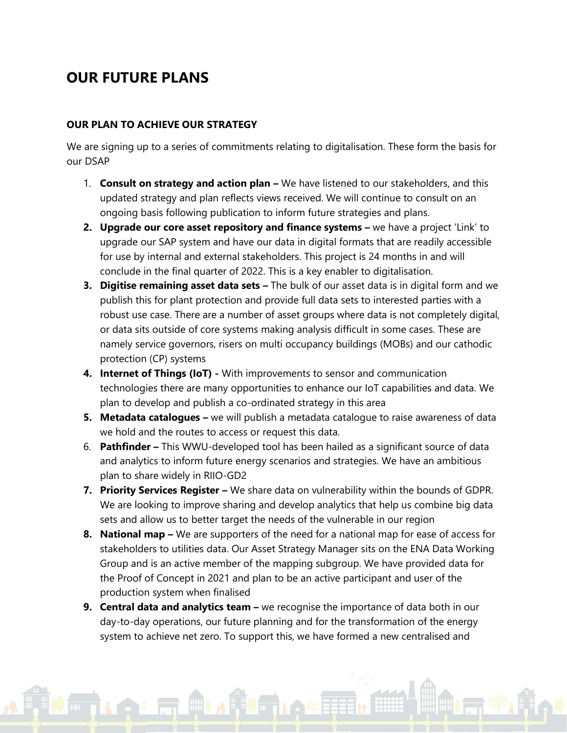# OUR FUTURE PLANS

### OUR PLAN TO ACHIEVE OUR STRATEGY

We are signing up to a series of commitments relating to digitalisation. These form the basis for our DSAP

1. **Consult on strategy and action plan –** We have listened to our stakeholders, and this updated strategy and plan reflects views received. We will continue to consult on an ongoing basis following publication to inform future strategies and plans.
2. **Upgrade our core asset repository and finance systems –** we have a project 'Link' to upgrade our SAP system and have our data in digital formats that are readily accessible for use by internal and external stakeholders. This project is 24 months in and will conclude in the final quarter of 2022. This is a key enabler to digitalisation.
3. **Digitise remaining asset data sets –** The bulk of our asset data is in digital form and we publish this for plant protection and provide full data sets to interested parties with a robust use case. There are a number of asset groups where data is not completely digital, or data sits outside of core systems making analysis difficult in some cases. These are namely service governors, risers on multi occupancy buildings (MOBs) and our cathodic protection (CP) systems
4. **Internet of Things (IoT) -** With improvements to sensor and communication technologies there are many opportunities to enhance our IoT capabilities and data. We plan to develop and publish a co-ordinated strategy in this area
5. **Metadata catalogues –** we will publish a metadata catalogue to raise awareness of data we hold and the routes to access or request this data.
6. **Pathfinder –** This WWU-developed tool has been hailed as a significant source of data and analytics to inform future energy scenarios and strategies. We have an ambitious plan to share widely in RIIO-GD2
7. **Priority Services Register –** We share data on vulnerability within the bounds of GDPR. We are looking to improve sharing and develop analytics that help us combine big data sets and allow us to better target the needs of the vulnerable in our region
8. **National map –** We are supporters of the need for a national map for ease of access for stakeholders to utilities data. Our Asset Strategy Manager sits on the ENA Data Working Group and is an active member of the mapping subgroup. We have provided data for the Proof of Concept in 2021 and plan to be an active participant and user of the production system when finalised
9. **Central data and analytics team –** we recognise the importance of data both in our day-to-day operations, our future planning and for the transformation of the energy system to achieve net zero. To support this, we have formed a new centralised and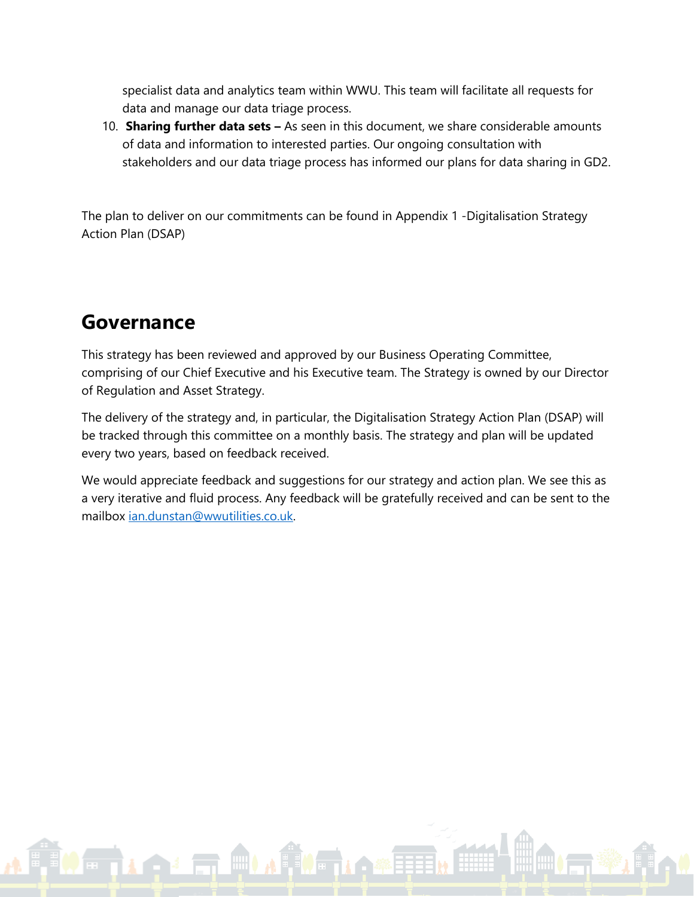specialist data and analytics team within WWU. This team will facilitate all requests for data and manage our data triage process.

10. **Sharing further data sets –** As seen in this document, we share considerable amounts of data and information to interested parties. Our ongoing consultation with stakeholders and our data triage process has informed our plans for data sharing in GD2.

The plan to deliver on our commitments can be found in Appendix 1 -Digitalisation Strategy Action Plan (DSAP)

## Governance

This strategy has been reviewed and approved by our Business Operating Committee, comprising of our Chief Executive and his Executive team. The Strategy is owned by our Director of Regulation and Asset Strategy.

The delivery of the strategy and, in particular, the Digitalisation Strategy Action Plan (DSAP) will be tracked through this committee on a monthly basis. The strategy and plan will be updated every two years, based on feedback received.

We would appreciate feedback and suggestions for our strategy and action plan. We see this as a very iterative and fluid process. Any feedback will be gratefully received and can be sent to the mailbox [ian.dunstan@wwutilities.co.uk](mailto:ian.dunstan@wwutilities.co.uk).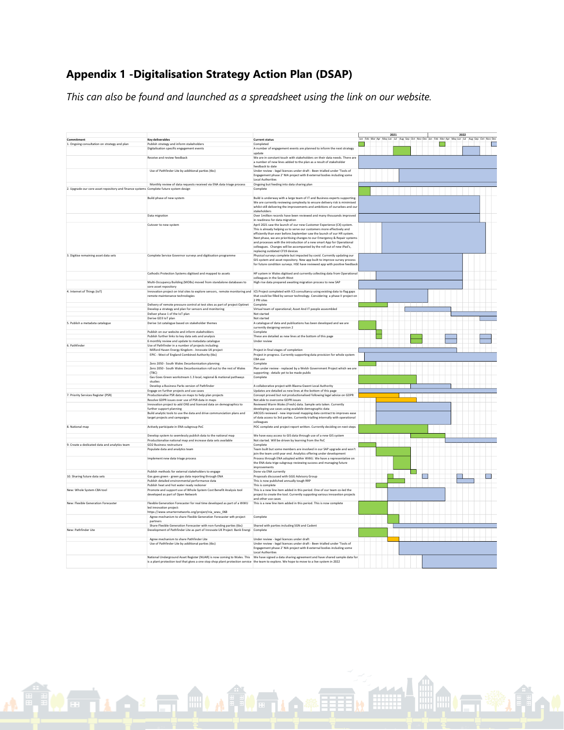# Appendix 1 -Digitalisation Strategy Action Plan (DSAP)

*This can also be found and launched as a spreadsheet using the link on our website.*

| Commitment | Key deliverables | Current status |
|---|---|---|
| 1. Ongoing consultation on strategy and plan | Publish strategy and inform stakeholders | Completed |
| | Digitalisation specific engagement events | A number of engagement events are planned to inform the next strategy update |
| | Receive and review feedback | We are in constant touch with stakeholders on their data needs. There are a number of new lines added to the plan as a result of stakeholder feedback to date |
| | Use of Pathfinder Lite by additional parties (tbc) | Under review - legal licences under draft - Been trialled under 'Tools of Engagement phase 2' NIA project with 8 external bodies including some Local Authorities |
| | Monthly review of data requests received via ENA data triage process | Ongoing but feeding into data sharing plan |
| 2. Upgrade our core asset repository and finance systems | Complete future system design | Complete |
| | Build phase of new system | Build is underway with a large team of IT and Business experts supporting. We are currently reviewing complexity to ensure delivery risk is minimised whilst still delivering the improvements and ambitions of ourselves and our stakeholders |
| | Data migration | Over 1million records have been reviewed and many thousands improved in readiness for data migration |
| | Cutover to new system | April 2021 saw the launch of our new Customer Experience (CX) system. This is already helping us to serve our customers more effectively and efficiently than ever before.September saw the launch of our HR system. Next phase, we are prioritising changes to our Emergency & Repair systems and processes with the introduction of a new smart App for Operational colleagues. Changes will be accompanied by the roll out of new iPad's, replacing outdated CF19 devices |
| 3. Digitise remaining asset data sets | Complete Service Governor surveys and digitisation programme | Physical surveys complete but impacted by covid. Currently updating our GIS system and asset repository. New app built to improve survey process for future condition surveys. HSE have reviewed app with positive feedback |
| | Cathodic Protection Systems digitised and mapped to assets | HP system in Wales digitised and currently collecting data from Operational colleagues in the South West |
| | Multi-Occupancy Building (MOBs) moved from standalone databases to core asset repository | High rise data prepared awaiting migration process to new SAP |
| 4. Internet of Things (IoT) | Innovation project on trial sites to explore sensors, remote monitoring and remote maintenance technologies | ICS Project completed with ICS consultancy using existing data to flag gaps that could be filled by sensor technology. Considering a phase II project on 2 PRI sites |
| | Delivery of remote pressure control at test sites as part of project Optinet | Complete |
| | Develop a strategy and plan for sensors and monitoring | Virtual team of operational; Asset And IT people assembled |
| | Deliver phase 1 of the IoT plan | Not started |
| | Derive GD3 IoT plan | Not started |
| 5. Publish a metadata catalogue | Derive 1st catalogue based on stakeholder themes | A catalogue of data and publications has been developed and we are currently designing version 2 |
| | Publish on our website and inform stakeholders | Complete |
| | Publish further links to key data sets and analysis | These are detailed as new lines at the bottom of this page |
| | 6 monthly review and update to metadata catalogue | Under review |
| 6. Pathfinder | Use of Pathfinder in a number of projects including: | |
| | Milford Haven Energy Kingdom - Innovate UK project | Project in final stages of completion |
| | EPIC - West of England Combined Authority (tbc) | Project in progress. Currently supporting data provision for whole system CBA use |
| | Zero 2050 - South Wales Decarbonisation planning | Complete |
| | Zero 2050 - South Wales Decarbonisation roll out to the rest of Wales (TBC) | Plan under review - replaced by a Welsh Government Project which we are supporting - details yet to be made public |
| | Gas Goes Green workstream 1.3 local, regional & national pathways studies | Complete |
| | Develop a Business Parks version of Pathfinder | A collaborative project with Blaena Gwent Local Authority |
| | Engage on further projects and use cases | Updates are detailed as new lines at the bottom of this page |
| 7. Priority Services Register (PSR) | Productionalise PSR data on maps to help plan projects | Concept proved but not productionalised following legal advice on GDPR |
| | Resolve GDPR issues over use of PSR data in maps | Not able to overcome GDPR issues |
| | Innovation project to add ONS and licenced data on demographics to further support planning | Reviewed Warm Wales (Fresh) data. Sample sets taken. Currently developing use cases using available demographic data |
| | Build analytic tools to use the data and drive communciation plans and target projects and campaigns | ARCGIS reviewed - new improved mapping data contract to improves ease of data access to 3rd parties. Currently trialling internally with operational colleagues |
| 8. National map | Actively participate in ENA subgroup PoC | POC complete and project report written. Currently deciding on next steps |
| | Develop system to seemlessly publish data to the national map | We have easy access to GIS data through use of a new GIS system |
| | Productionalise national map and increase data sets available | Not started. Will be driven by learning from the PoC |
| 9. Create a dedicated data and analytics team | GD2 Business restructure | Complete |
| | Populate data and analytics team | Team built but some members are involved in our SAP upgrade and won't join the team until year end. Analytics offering under development |
| | Implement new data triage process | Process through ENA adopted within WWU. We have a representative on the ENA data trige subgroup reviewing success and managing future improvements |
| | Publish methods for external stakeholders to engage | Done via ENA currently |
| 10. Sharing future data sets | Gas goes green - green gas data reporting through ENA | Proposals discussed with GGG Advisory Group |
| | Publish detailed environmental performance data | This is now published annually tough RRP |
| | Publish heat and hot water ready reckoner | This is complete |
| New: Whole System CBA tool | Promote and support use of Whole System Cost Benefit Analysis tool developed as part of Open Network | This is a new line item added in this period. One of our team co-led the project to create the tool. Currently supporting various innoavtion projects and other use cases |
| New: Flexible Generation Forecaster | Flexible Generation Forecaster for real time developed as part of a WWU led innovation project: https://www.smarternetworks.org/project/nia_wwu_068 | This is a new line item added in this period. This is now complete |
| | Agree mechanism to share Flexible Generation Forecaster with project partners | Complete |
| | Share Flexible Generation Forecaster with non-funding parties (tbc) | Shared with parties including SGN and Cadent |
| New: Pathfinder Lite | Development of Pathfinder Lite as part of Innovate UK Project: Bank Energi | Complete |
| | Agree mechanism to share Pathfinder Lite | Under review - legal licences under draft |
| | Use of Pathfinder Lite by additional parties (tbc) | Under review - legal licences under draft - Been trialled under 'Tools of Engagement phase 2' NIA project with 8 external bodies including some Local Authorities |
| | National Underground Asset Register (NUAR) is now coming to Wales. This is a plant protection tool that gives a one stop shop plant protection service | We have signed a data sharing agreement and have shared sample data for the team to explore. We hope to move to a live system in 2022 |

2021

Jan Feb Mar Apr May Jun Jul Aug Sep Oct Nov Dec

2022

Jan Feb Mar Apr May Jun Jul Aug Sep Oct Nov Dec